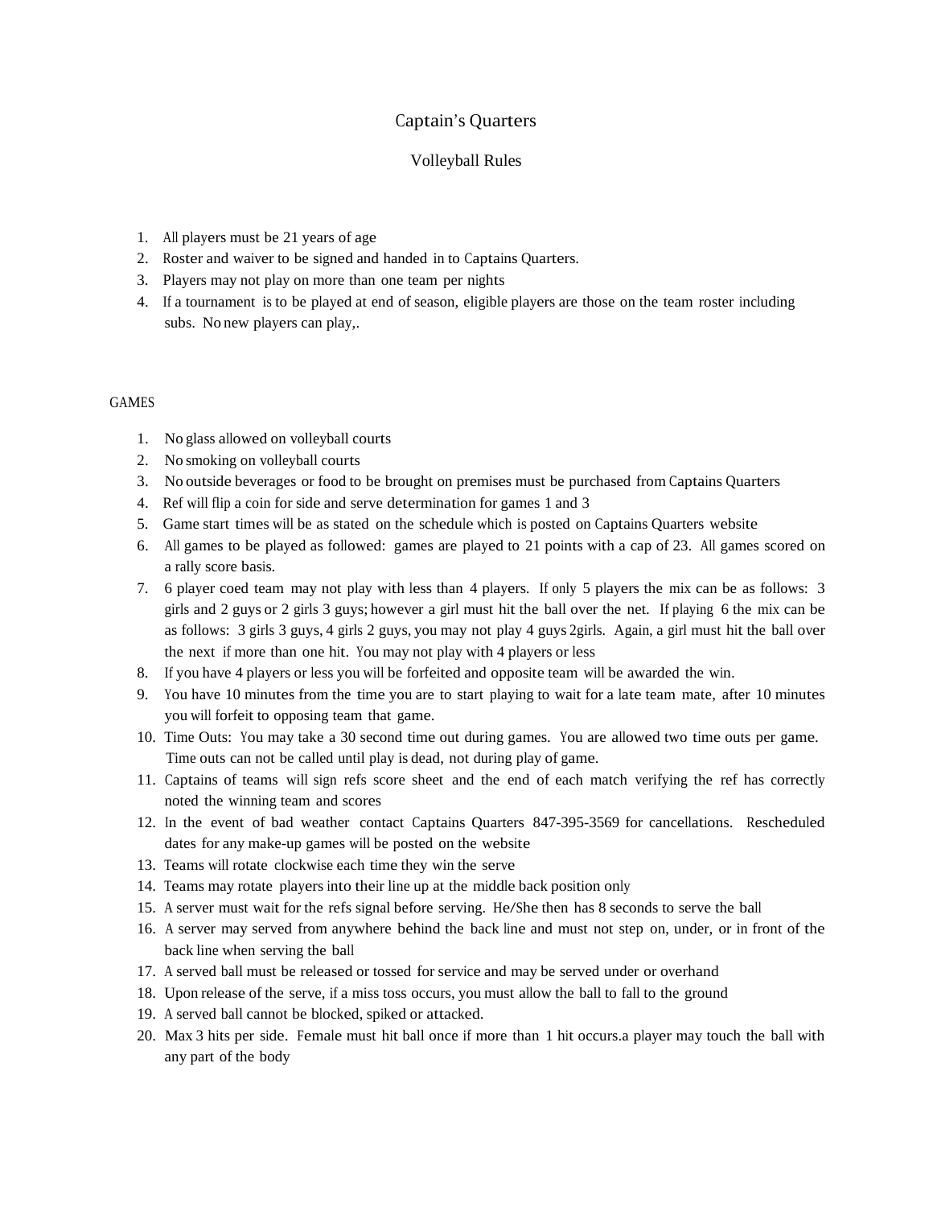# Captain's Quarters

## Volleyball Rules

1. All players must be 21 years of age
2. Roster and waiver to be signed and handed in to Captains Quarters.
3. Players may not play on more than one team per nights
4. If a tournament is to be played at end of season, eligible players are those on the team roster including subs. No new players can play,.

GAMES

1. No glass allowed on volleyball courts
2. No smoking on volleyball courts
3. No outside beverages or food to be brought on premises must be purchased from Captains Quarters
4. Ref will flip a coin for side and serve determination for games 1 and 3
5. Game start times will be as stated on the schedule which is posted on Captains Quarters website
6. All games to be played as followed: games are played to 21 points with a cap of 23. All games scored on a rally score basis.
7. 6 player coed team may not play with less than 4 players. If only 5 players the mix can be as follows: 3 girls and 2 guys or 2 girls 3 guys; however a girl must hit the ball over the net. If playing 6 the mix can be as follows: 3 girls 3 guys, 4 girls 2 guys, you may not play 4 guys 2girls. Again, a girl must hit the ball over the next if more than one hit. You may not play with 4 players or less
8. If you have 4 players or less you will be forfeited and opposite team will be awarded the win.
9. You have 10 minutes from the time you are to start playing to wait for a late team mate, after 10 minutes you will forfeit to opposing team that game.
10. Time Outs: You may take a 30 second time out during games. You are allowed two time outs per game. Time outs can not be called until play is dead, not during play of game.
11. Captains of teams will sign refs score sheet and the end of each match verifying the ref has correctly noted the winning team and scores
12. In the event of bad weather contact Captains Quarters 847-395-3569 for cancellations. Rescheduled dates for any make-up games will be posted on the website
13. Teams will rotate clockwise each time they win the serve
14. Teams may rotate players into their line up at the middle back position only
15. A server must wait for the refs signal before serving. He/She then has 8 seconds to serve the ball
16. A server may served from anywhere behind the back line and must not step on, under, or in front of the back line when serving the ball
17. A served ball must be released or tossed for service and may be served under or overhand
18. Upon release of the serve, if a miss toss occurs, you must allow the ball to fall to the ground
19. A served ball cannot be blocked, spiked or attacked.
20. Max 3 hits per side. Female must hit ball once if more than 1 hit occurs.a player may touch the ball with any part of the body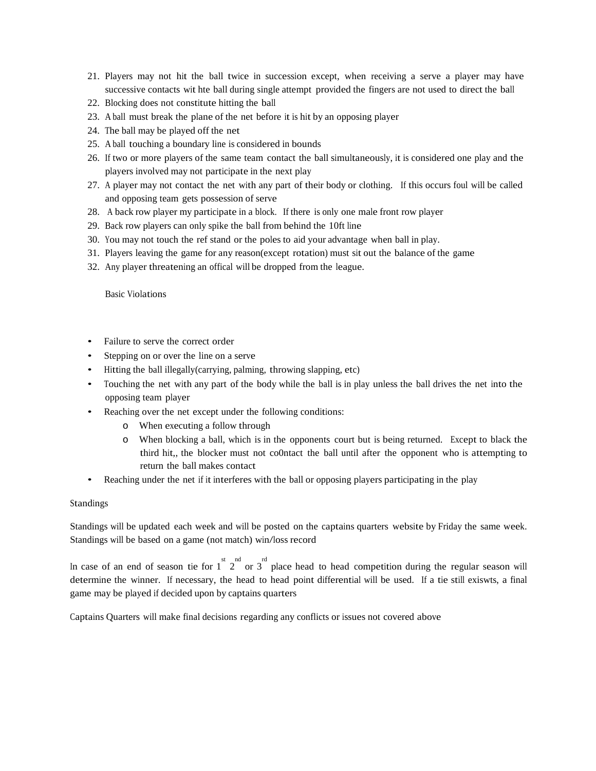21. Players may not hit the ball twice in succession except, when receiving a serve a player may have successive contacts wit hte ball during single attempt provided the fingers are not used to direct the ball
22. Blocking does not constitute hitting the ball
23. A ball must break the plane of the net before it is hit by an opposing player
24. The ball may be played off the net
25. A ball touching a boundary line is considered in bounds
26. If two or more players of the same team contact the ball simultaneously, it is considered one play and the players involved may not participate in the next play
27. A player may not contact the net with any part of their body or clothing. If this occurs foul will be called and opposing team gets possession of serve
28. A back row player my participate in a block. If there is only one male front row player
29. Back row players can only spike the ball from behind the 10ft line
30. You may not touch the ref stand or the poles to aid your advantage when ball in play.
31. Players leaving the game for any reason(except rotation) must sit out the balance of the game
32. Any player threatening an offical will be dropped from the league.

Basic Violations

- Failure to serve the correct order
- Stepping on or over the line on a serve
- Hitting the ball illegally(carrying, palming, throwing slapping, etc)
- Touching the net with any part of the body while the ball is in play unless the ball drives the net into the opposing team player
- Reaching over the net except under the following conditions:
  - When executing a follow through
  - When blocking a ball, which is in the opponents court but is being returned. Except to black the third hit,, the blocker must not co0ntact the ball until after the opponent who is attempting to return the ball makes contact
- Reaching under the net if it interferes with the ball or opposing players participating in the play

Standings

Standings will be updated each week and will be posted on the captains quarters website by Friday the same week. Standings will be based on a game (not match) win/loss record

In case of an end of season tie for 1st 2nd or 3rd place head to head competition during the regular season will determine the winner. If necessary, the head to head point differential will be used. If a tie still exiswts, a final game may be played if decided upon by captains quarters

Captains Quarters will make final decisions regarding any conflicts or issues not covered above